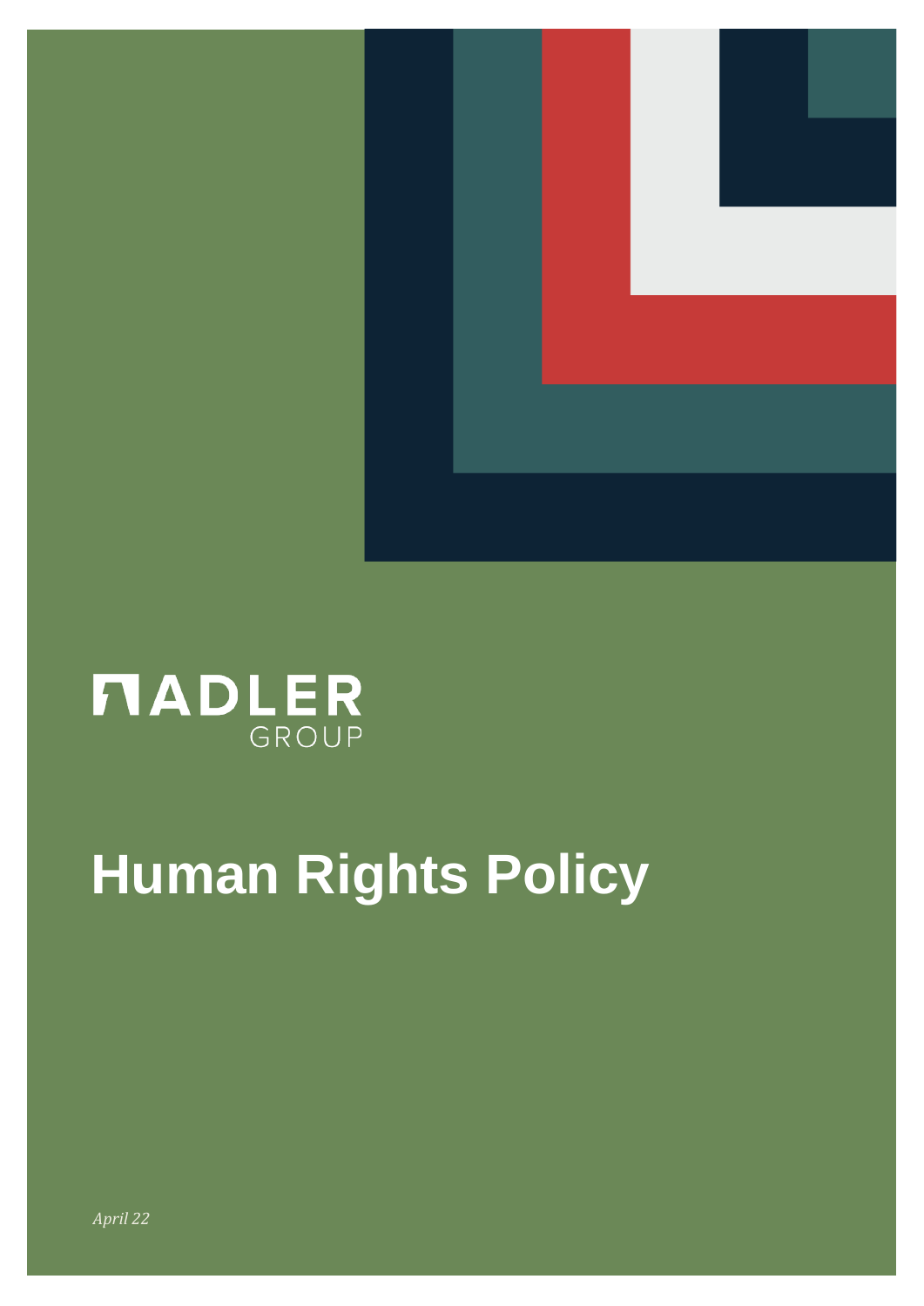ADLER
GROUP

# Human Rights Policy

*April 22*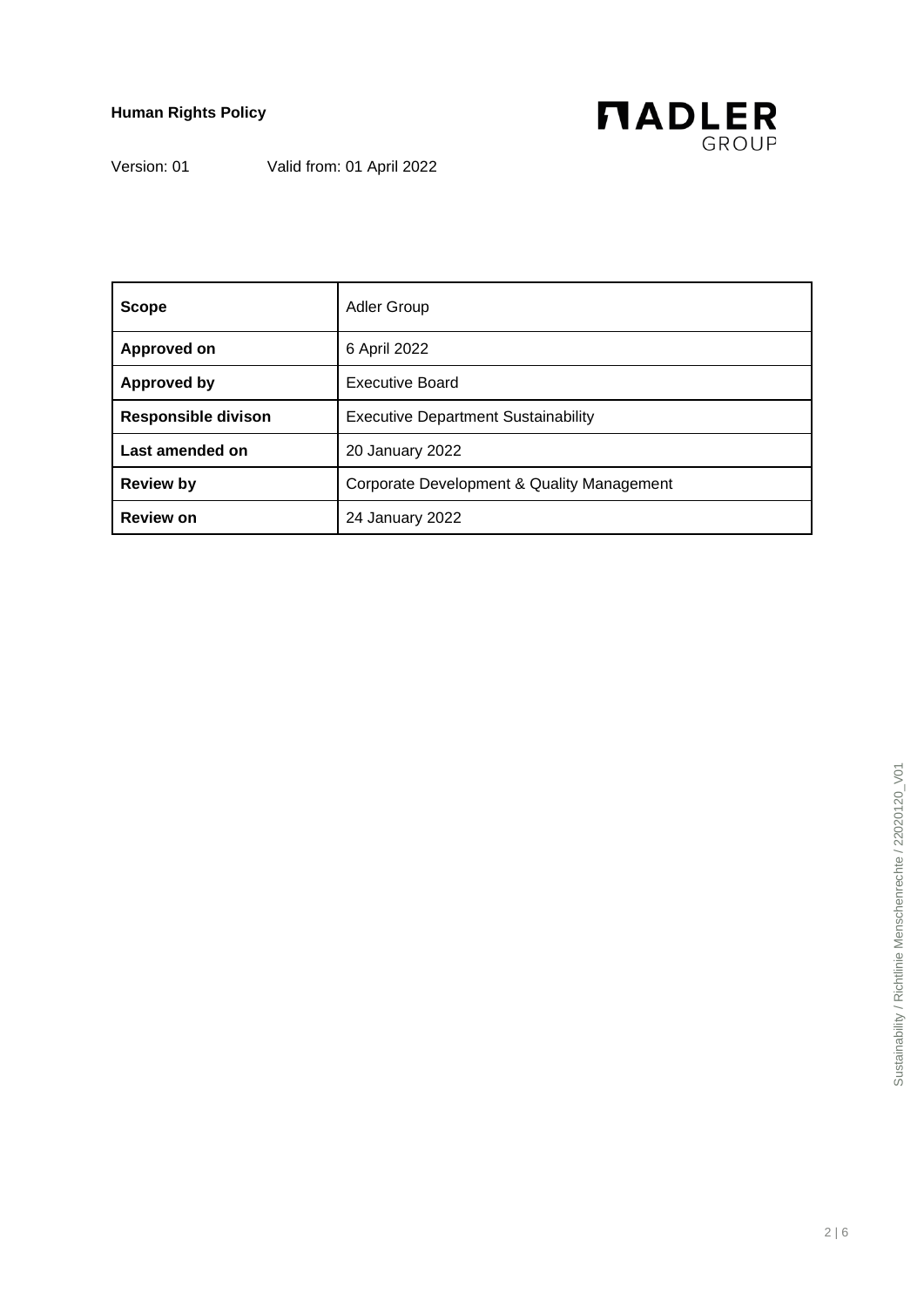**Human Rights Policy**

Version: 01 Valid from: 01 April 2022

| | |
|---|---|
| **Scope** | Adler Group |
| **Approved on** | 6 April 2022 |
| **Approved by** | Executive Board |
| **Responsible divison** | Executive Department Sustainability |
| **Last amended on** | 20 January 2022 |
| **Review by** | Corporate Development & Quality Management |
| **Review on** | 24 January 2022 |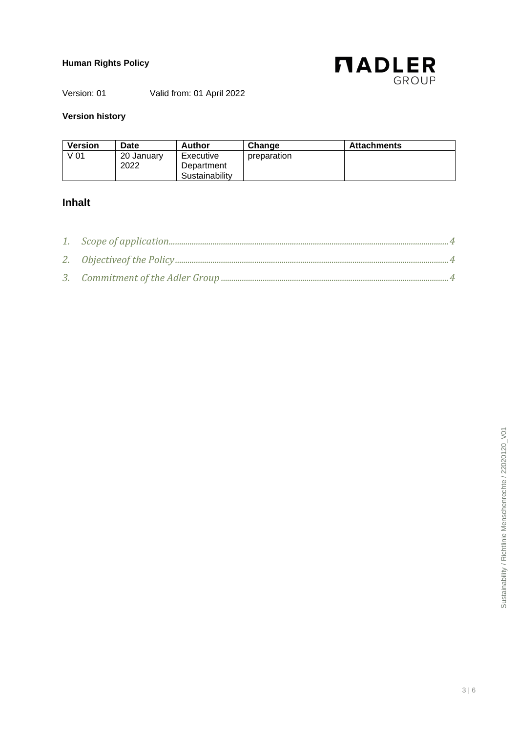**Human Rights Policy**

Version: 01 Valid from: 01 April 2022

**Version history**

| Version | Date | Author | Change | Attachments |
|---|---|---|---|---|
| V 01 | 20 January 2022 | Executive Department Sustainability | preparation | |

## Inhalt

1. *Scope of application .................................................... 4*
2. *Objectiveof the Policy .................................................... 4*
3. *Commitment of the Adler Group .................................................... 4*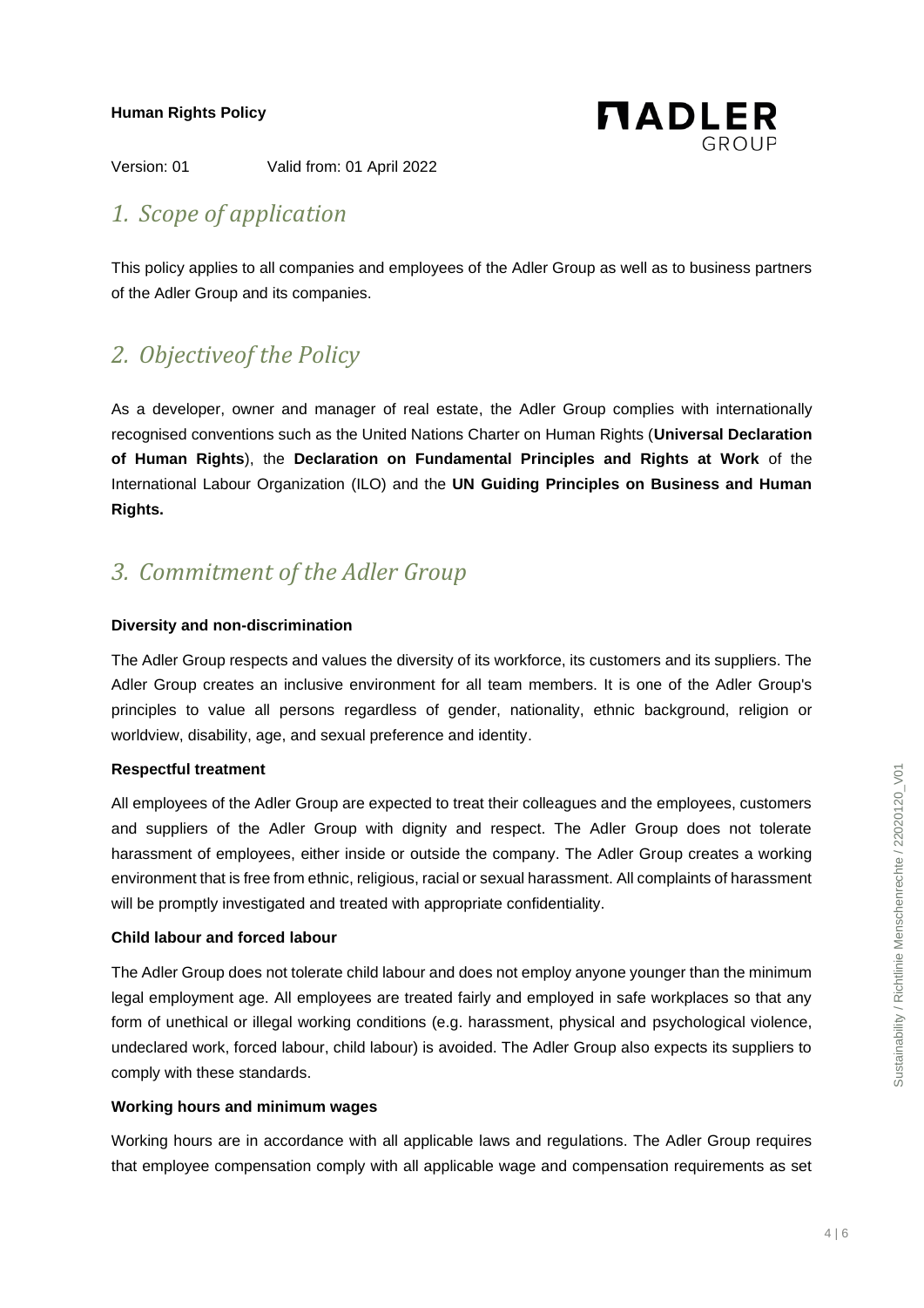**Human Rights Policy**

Version: 01 Valid from: 01 April 2022

## *1. Scope of application*

This policy applies to all companies and employees of the Adler Group as well as to business partners of the Adler Group and its companies.

## *2. Objectiveof the Policy*

As a developer, owner and manager of real estate, the Adler Group complies with internationally recognised conventions such as the United Nations Charter on Human Rights (**Universal Declaration of Human Rights**), the **Declaration on Fundamental Principles and Rights at Work** of the International Labour Organization (ILO) and the **UN Guiding Principles on Business and Human Rights.**

## *3. Commitment of the Adler Group*

**Diversity and non-discrimination**

The Adler Group respects and values the diversity of its workforce, its customers and its suppliers. The Adler Group creates an inclusive environment for all team members. It is one of the Adler Group's principles to value all persons regardless of gender, nationality, ethnic background, religion or worldview, disability, age, and sexual preference and identity.

**Respectful treatment**

All employees of the Adler Group are expected to treat their colleagues and the employees, customers and suppliers of the Adler Group with dignity and respect. The Adler Group does not tolerate harassment of employees, either inside or outside the company. The Adler Group creates a working environment that is free from ethnic, religious, racial or sexual harassment. All complaints of harassment will be promptly investigated and treated with appropriate confidentiality.

**Child labour and forced labour**

The Adler Group does not tolerate child labour and does not employ anyone younger than the minimum legal employment age. All employees are treated fairly and employed in safe workplaces so that any form of unethical or illegal working conditions (e.g. harassment, physical and psychological violence, undeclared work, forced labour, child labour) is avoided. The Adler Group also expects its suppliers to comply with these standards.

**Working hours and minimum wages**

Working hours are in accordance with all applicable laws and regulations. The Adler Group requires that employee compensation comply with all applicable wage and compensation requirements as set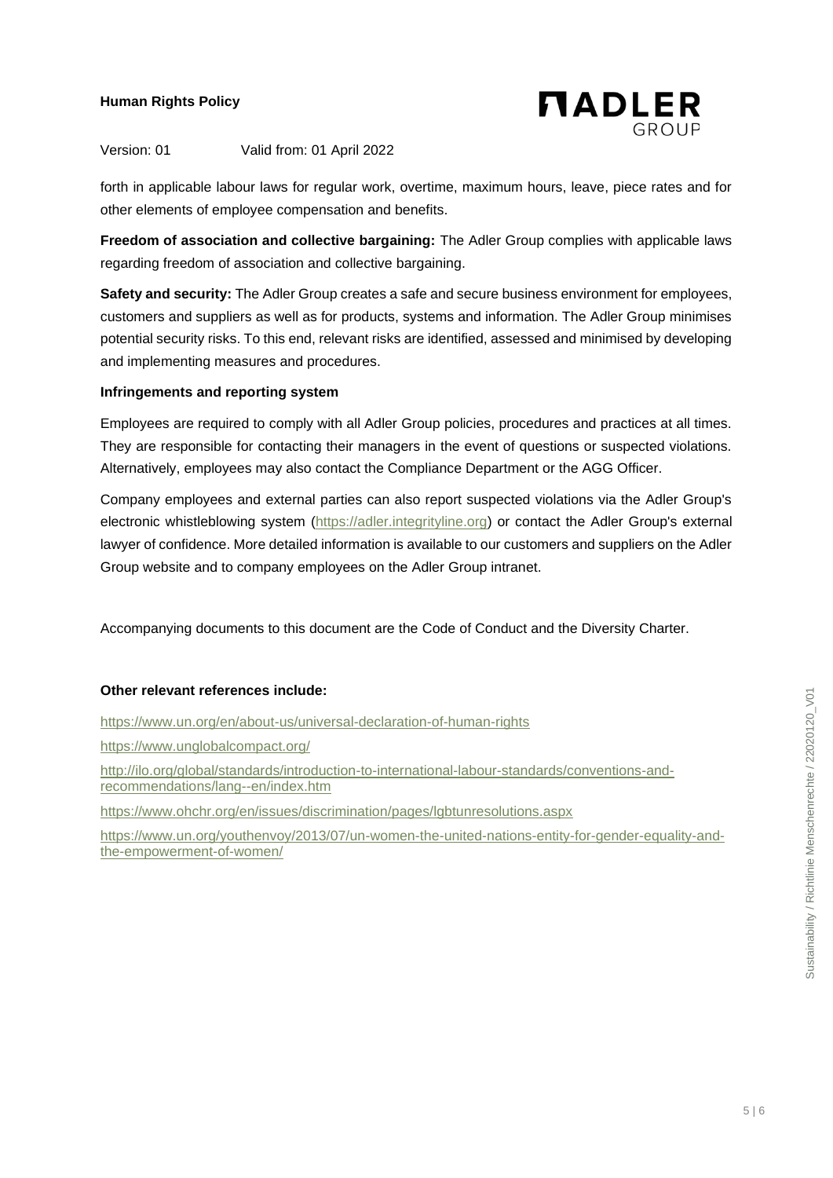forth in applicable labour laws for regular work, overtime, maximum hours, leave, piece rates and for other elements of employee compensation and benefits.

**Freedom of association and collective bargaining:** The Adler Group complies with applicable laws regarding freedom of association and collective bargaining.

**Safety and security:** The Adler Group creates a safe and secure business environment for employees, customers and suppliers as well as for products, systems and information. The Adler Group minimises potential security risks. To this end, relevant risks are identified, assessed and minimised by developing and implementing measures and procedures.

**Infringements and reporting system**

Employees are required to comply with all Adler Group policies, procedures and practices at all times. They are responsible for contacting their managers in the event of questions or suspected violations. Alternatively, employees may also contact the Compliance Department or the AGG Officer.

Company employees and external parties can also report suspected violations via the Adler Group's electronic whistleblowing system (https://adler.integrityline.org) or contact the Adler Group's external lawyer of confidence. More detailed information is available to our customers and suppliers on the Adler Group website and to company employees on the Adler Group intranet.

Accompanying documents to this document are the Code of Conduct and the Diversity Charter.

**Other relevant references include:**

https://www.un.org/en/about-us/universal-declaration-of-human-rights

https://www.unglobalcompact.org/

http://ilo.org/global/standards/introduction-to-international-labour-standards/conventions-and-recommendations/lang--en/index.htm

https://www.ohchr.org/en/issues/discrimination/pages/lgbtunresolutions.aspx

https://www.un.org/youthenvoy/2013/07/un-women-the-united-nations-entity-for-gender-equality-and-the-empowerment-of-women/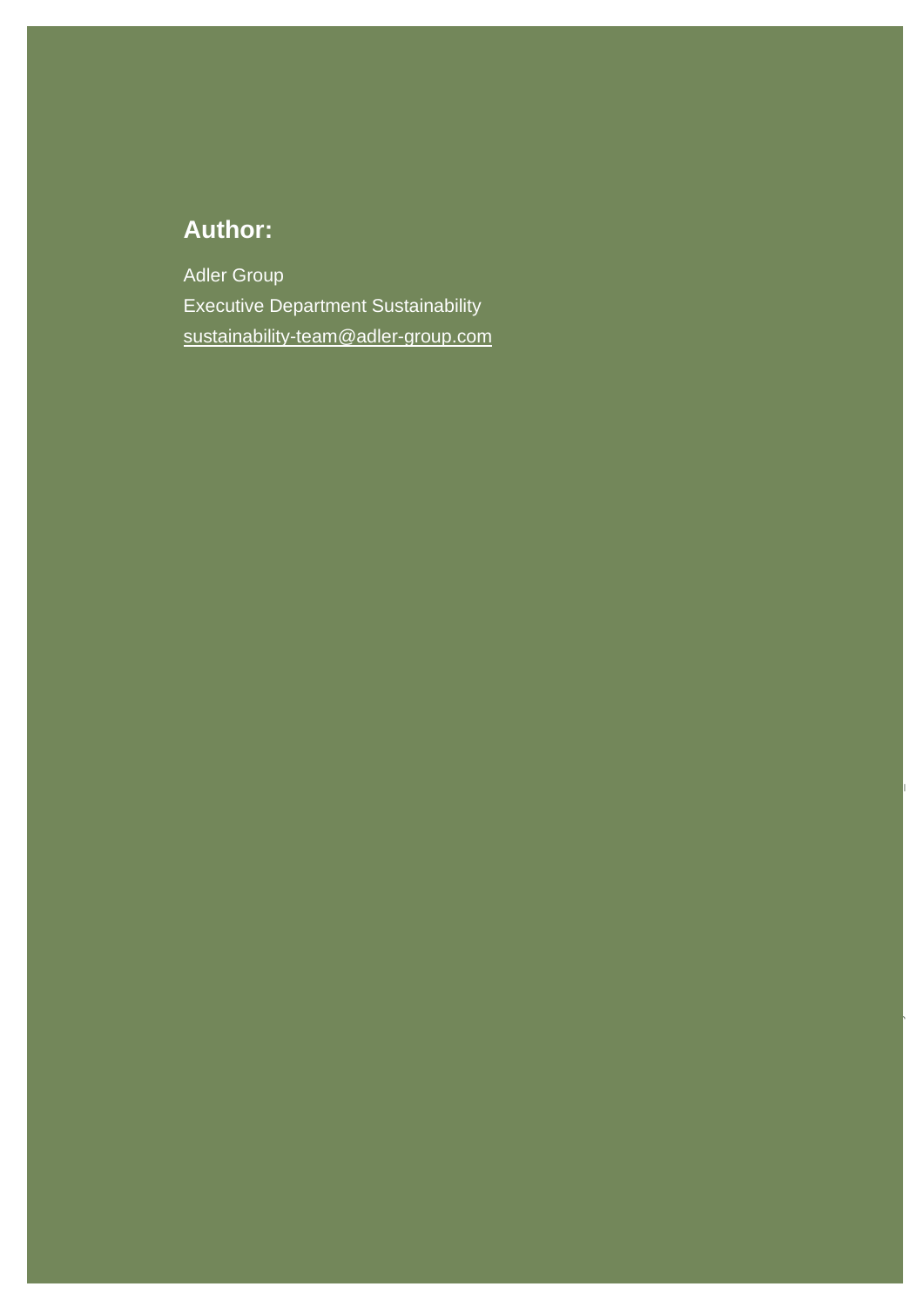**Author:**

Adler Group
Executive Department Sustainability
sustainability-team@adler-group.com